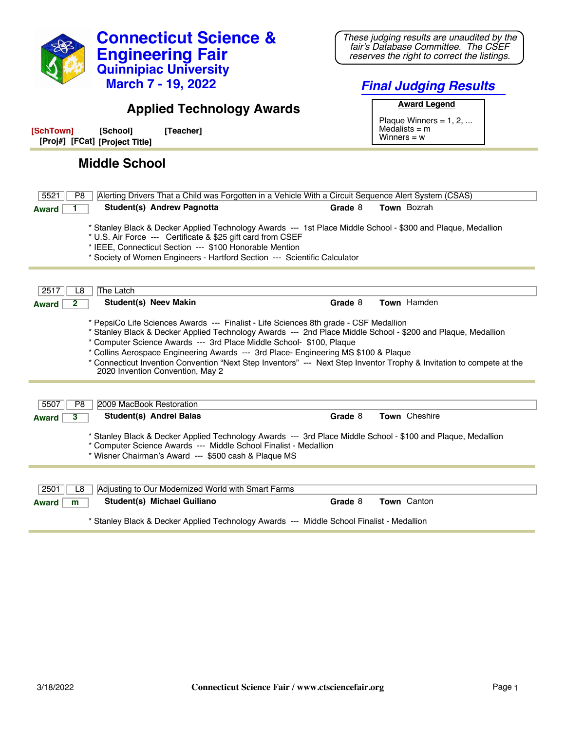# Connecticut Science & Engineering Fair

## Quinnipiac University

### March 7 - 19, 2022

*These judging results are unaudited by the fair's Database Committee. The CSEF reserves the right to correct the listings.*

## *Final Judging Results*

## Applied Technology Awards

**Award Legend**

Plaque Winners = 1, 2, ...
Medalists = m
Winners = w

**[SchTown] [School] [Teacher]**
**[Proj#] [FCat] [Project Title]**

## Middle School

---

**5521** | **P8** | Alerting Drivers That a Child was Forgotten in a Vehicle With a Circuit Sequence Alert System (CSAS)

**Award** 1 — **Student(s)** Andrew Pagnotta — **Grade** 8 — **Town** Bozrah

* Stanley Black & Decker Applied Technology Awards --- 1st Place Middle School - $300 and Plaque, Medallion
* U.S. Air Force --- Certificate & $25 gift card from CSEF
* IEEE, Connecticut Section --- $100 Honorable Mention
* Society of Women Engineers - Hartford Section --- Scientific Calculator

---

**2517** | **L8** | The Latch

**Award** 2 — **Student(s)** Neev Makin — **Grade** 8 — **Town** Hamden

* PepsiCo Life Sciences Awards --- Finalist - Life Sciences 8th grade - CSF Medallion
* Stanley Black & Decker Applied Technology Awards --- 2nd Place Middle School - $200 and Plaque, Medallion
* Computer Science Awards --- 3rd Place Middle School- $100, Plaque
* Collins Aerospace Engineering Awards --- 3rd Place- Engineering MS $100 & Plaque
* Connecticut Invention Convention "Next Step Inventors" --- Next Step Inventor Trophy & Invitation to compete at the 2020 Invention Convention, May 2

---

**5507** | **P8** | 2009 MacBook Restoration

**Award** 3 — **Student(s)** Andrei Balas — **Grade** 8 — **Town** Cheshire

* Stanley Black & Decker Applied Technology Awards --- 3rd Place Middle School - $100 and Plaque, Medallion
* Computer Science Awards --- Middle School Finalist - Medallion
* Wisner Chairman's Award --- $500 cash & Plaque MS

---

**2501** | **L8** | Adjusting to Our Modernized World with Smart Farms

**Award** m — **Student(s)** Michael Guiliano — **Grade** 8 — **Town** Canton

* Stanley Black & Decker Applied Technology Awards --- Middle School Finalist - Medallion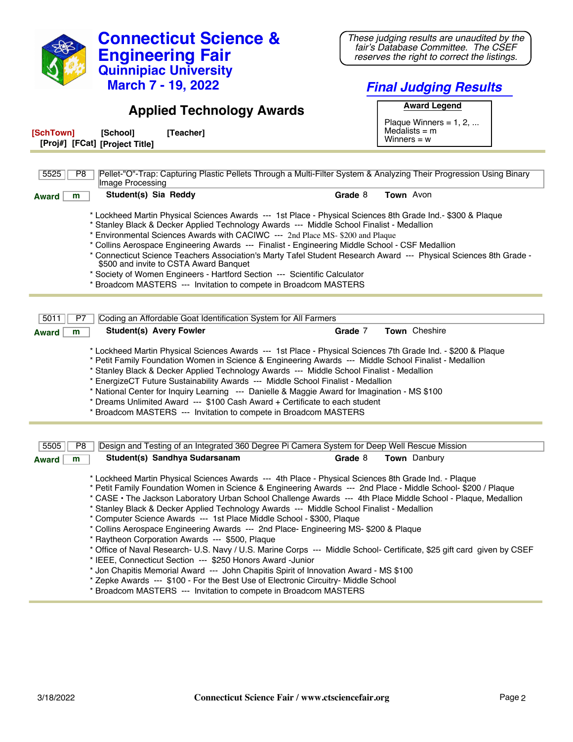# Connecticut Science & Engineering Fair
## Quinnipiac University
## March 7 - 19, 2022

*These judging results are unaudited by the fair's Database Committee. The CSEF reserves the right to correct the listings.*

## *Final Judging Results*

## Applied Technology Awards

**Award Legend**

Plaque Winners = 1, 2, ...
Medalists = m
Winners = w

**[SchTown]** **[School]** **[Teacher]**
**[Proj#]** **[FCat]** **[Project Title]**

---

**5525** | **P8** | Pellet-"O"-Trap: Capturing Plastic Pellets Through a Multi-Filter System & Analyzing Their Progression Using Binary Image Processing

**Award** m | **Student(s)** Sia Reddy | **Grade** 8 | **Town** Avon

* Lockheed Martin Physical Sciences Awards --- 1st Place - Physical Sciences 8th Grade Ind.- $300 & Plaque
* Stanley Black & Decker Applied Technology Awards --- Middle School Finalist - Medallion
* Environmental Sciences Awards with CACIWC --- 2nd Place MS- $200 and Plaque
* Collins Aerospace Engineering Awards --- Finalist - Engineering Middle School - CSF Medallion
* Connecticut Science Teachers Association's Marty Tafel Student Research Award --- Physical Sciences 8th Grade - $500 and invite to CSTA Award Banquet
* Society of Women Engineers - Hartford Section --- Scientific Calculator
* Broadcom MASTERS --- Invitation to compete in Broadcom MASTERS

---

**5011** | **P7** | Coding an Affordable Goat Identification System for All Farmers

**Award** m | **Student(s)** Avery Fowler | **Grade** 7 | **Town** Cheshire

* Lockheed Martin Physical Sciences Awards --- 1st Place - Physical Sciences 7th Grade Ind. - $200 & Plaque
* Petit Family Foundation Women in Science & Engineering Awards --- Middle School Finalist - Medallion
* Stanley Black & Decker Applied Technology Awards --- Middle School Finalist - Medallion
* EnergizeCT Future Sustainability Awards --- Middle School Finalist - Medallion
* National Center for Inquiry Learning --- Danielle & Maggie Award for Imagination - MS $100
* Dreams Unlimited Award --- $100 Cash Award + Certificate to each student
* Broadcom MASTERS --- Invitation to compete in Broadcom MASTERS

---

**5505** | **P8** | Design and Testing of an Integrated 360 Degree Pi Camera System for Deep Well Rescue Mission

**Award** m | **Student(s)** Sandhya Sudarsanam | **Grade** 8 | **Town** Danbury

* Lockheed Martin Physical Sciences Awards --- 4th Place - Physical Sciences 8th Grade Ind. - Plaque
* Petit Family Foundation Women in Science & Engineering Awards --- 2nd Place - Middle School- $200 / Plaque
* CASE • The Jackson Laboratory Urban School Challenge Awards --- 4th Place Middle School - Plaque, Medallion
* Stanley Black & Decker Applied Technology Awards --- Middle School Finalist - Medallion
* Computer Science Awards --- 1st Place Middle School - $300, Plaque
* Collins Aerospace Engineering Awards --- 2nd Place- Engineering MS- $200 & Plaque
* Raytheon Corporation Awards --- $500, Plaque
* Office of Naval Research- U.S. Navy / U.S. Marine Corps --- Middle School- Certificate, $25 gift card given by CSEF
* IEEE, Connecticut Section --- $250 Honors Award -Junior
* Jon Chapitis Memorial Award --- John Chapitis Spirit of Innovation Award - MS $100
* Zepke Awards --- $100 - For the Best Use of Electronic Circuitry- Middle School
* Broadcom MASTERS --- Invitation to compete in Broadcom MASTERS

---

3/18/2022 | Connecticut Science Fair / www.ctsciencefair.org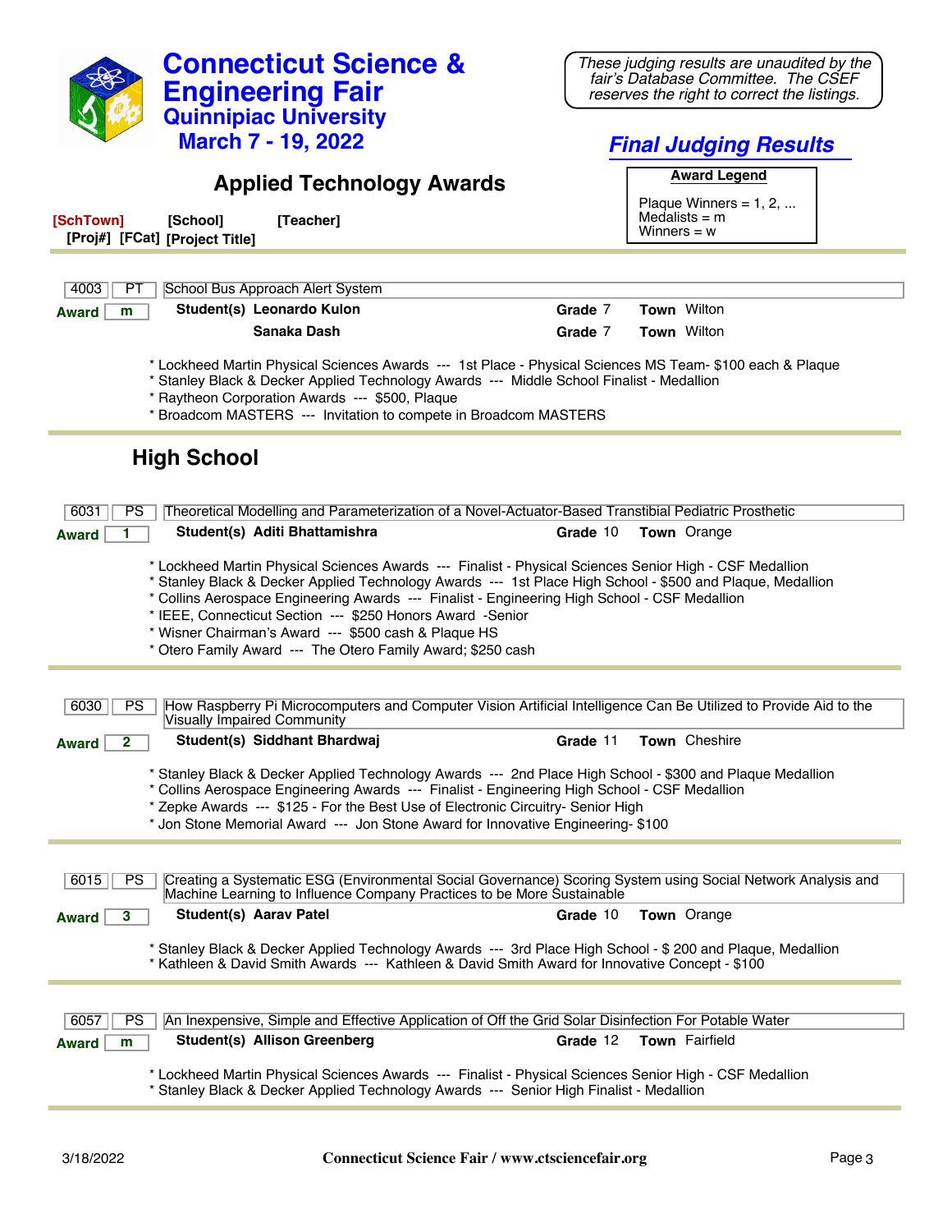# Connecticut Science & Engineering Fair
## Quinnipiac University
## March 7 - 19, 2022

*These judging results are unaudited by the fair's Database Committee. The CSEF reserves the right to correct the listings.*

## *Final Judging Results*

## Applied Technology Awards

**Award Legend**

Plaque Winners = 1, 2, ...
Medalists = m
Winners = w

**[SchTown]** **[School]** **[Teacher]**
**[Proj#]** **[FCat]** **[Project Title]**

---

**4003** | **PT** | School Bus Approach Alert System

**Award** m | **Student(s)** Leonardo Kulon | **Grade** 7 | **Town** Wilton
Sanaka Dash | **Grade** 7 | **Town** Wilton

* Lockheed Martin Physical Sciences Awards --- 1st Place - Physical Sciences MS Team- $100 each & Plaque
* Stanley Black & Decker Applied Technology Awards --- Middle School Finalist - Medallion
* Raytheon Corporation Awards --- $500, Plaque
* Broadcom MASTERS --- Invitation to compete in Broadcom MASTERS

---

## High School

**6031** | **PS** | Theoretical Modelling and Parameterization of a Novel-Actuator-Based Transtibial Pediatric Prosthetic

**Award** 1 | **Student(s)** Aditi Bhattamishra | **Grade** 10 | **Town** Orange

* Lockheed Martin Physical Sciences Awards --- Finalist - Physical Sciences Senior High - CSF Medallion
* Stanley Black & Decker Applied Technology Awards --- 1st Place High School - $500 and Plaque, Medallion
* Collins Aerospace Engineering Awards --- Finalist - Engineering High School - CSF Medallion
* IEEE, Connecticut Section --- $250 Honors Award -Senior
* Wisner Chairman's Award --- $500 cash & Plaque HS
* Otero Family Award --- The Otero Family Award; $250 cash

---

**6030** | **PS** | How Raspberry Pi Microcomputers and Computer Vision Artificial Intelligence Can Be Utilized to Provide Aid to the Visually Impaired Community

**Award** 2 | **Student(s)** Siddhant Bhardwaj | **Grade** 11 | **Town** Cheshire

* Stanley Black & Decker Applied Technology Awards --- 2nd Place High School - $300 and Plaque Medallion
* Collins Aerospace Engineering Awards --- Finalist - Engineering High School - CSF Medallion
* Zepke Awards --- $125 - For the Best Use of Electronic Circuitry- Senior High
* Jon Stone Memorial Award --- Jon Stone Award for Innovative Engineering- $100

---

**6015** | **PS** | Creating a Systematic ESG (Environmental Social Governance) Scoring System using Social Network Analysis and Machine Learning to Influence Company Practices to be More Sustainable

**Award** 3 | **Student(s)** Aarav Patel | **Grade** 10 | **Town** Orange

* Stanley Black & Decker Applied Technology Awards --- 3rd Place High School - $ 200 and Plaque, Medallion
* Kathleen & David Smith Awards --- Kathleen & David Smith Award for Innovative Concept - $100

---

**6057** | **PS** | An Inexpensive, Simple and Effective Application of Off the Grid Solar Disinfection For Potable Water

**Award** m | **Student(s)** Allison Greenberg | **Grade** 12 | **Town** Fairfield

* Lockheed Martin Physical Sciences Awards --- Finalist - Physical Sciences Senior High - CSF Medallion
* Stanley Black & Decker Applied Technology Awards --- Senior High Finalist - Medallion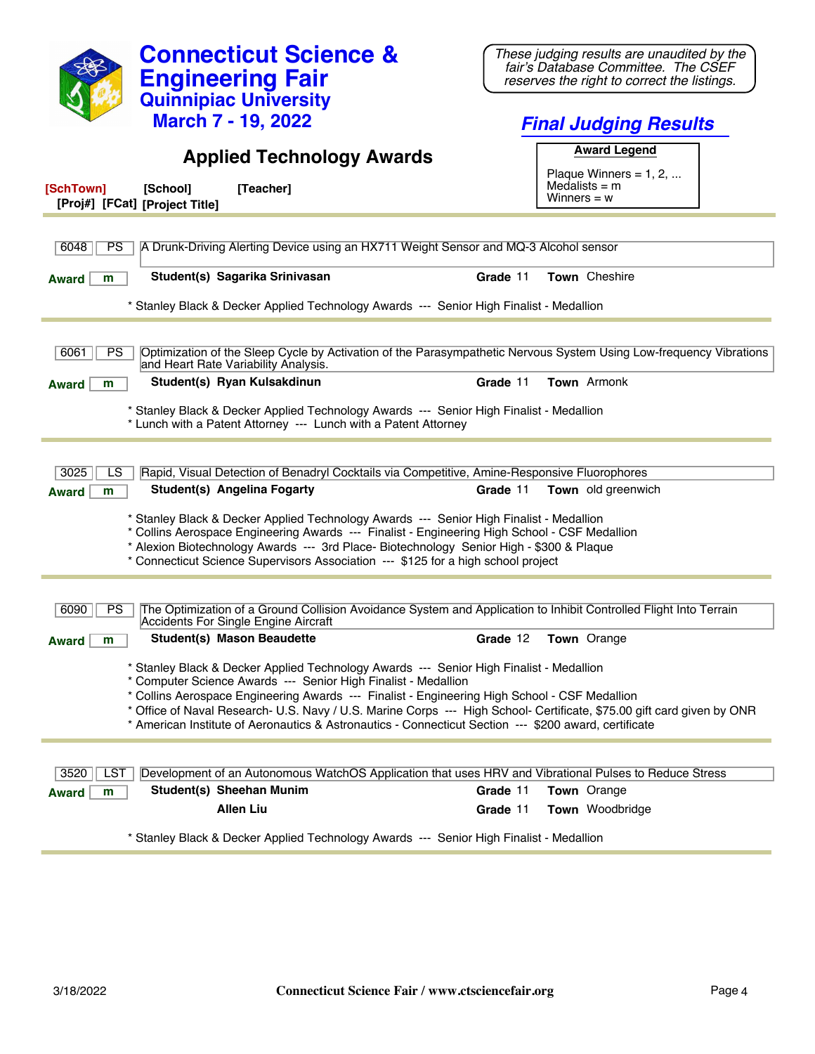# Connecticut Science & Engineering Fair

## Quinnipiac University

## March 7 - 19, 2022

*These judging results are unaudited by the fair's Database Committee. The CSEF reserves the right to correct the listings.*

## *Final Judging Results*

## Applied Technology Awards

**Award Legend**

Plaque Winners = 1, 2, ...
Medalists = m
Winners = w

**[SchTown]** **[School]** **[Teacher]**
**[Proj#]** **[FCat]** **[Project Title]**

---

**6048** | **PS** | A Drunk-Driving Alerting Device using an HX711 Weight Sensor and MQ-3 Alcohol sensor

**Award** m — **Student(s)** **Sagarika Srinivasan** — **Grade** 11 — **Town** Cheshire

* Stanley Black & Decker Applied Technology Awards --- Senior High Finalist - Medallion

---

**6061** | **PS** | Optimization of the Sleep Cycle by Activation of the Parasympathetic Nervous System Using Low-frequency Vibrations and Heart Rate Variability Analysis.

**Award** m — **Student(s)** **Ryan Kulsakdinun** — **Grade** 11 — **Town** Armonk

* Stanley Black & Decker Applied Technology Awards --- Senior High Finalist - Medallion
* Lunch with a Patent Attorney --- Lunch with a Patent Attorney

---

**3025** | **LS** | Rapid, Visual Detection of Benadryl Cocktails via Competitive, Amine-Responsive Fluorophores

**Award** m — **Student(s)** **Angelina Fogarty** — **Grade** 11 — **Town** old greenwich

* Stanley Black & Decker Applied Technology Awards --- Senior High Finalist - Medallion
* Collins Aerospace Engineering Awards --- Finalist - Engineering High School - CSF Medallion
* Alexion Biotechnology Awards --- 3rd Place- Biotechnology Senior High - $300 & Plaque
* Connecticut Science Supervisors Association --- $125 for a high school project

---

**6090** | **PS** | The Optimization of a Ground Collision Avoidance System and Application to Inhibit Controlled Flight Into Terrain Accidents For Single Engine Aircraft

**Award** m — **Student(s)** **Mason Beaudette** — **Grade** 12 — **Town** Orange

* Stanley Black & Decker Applied Technology Awards --- Senior High Finalist - Medallion
* Computer Science Awards --- Senior High Finalist - Medallion
* Collins Aerospace Engineering Awards --- Finalist - Engineering High School - CSF Medallion
* Office of Naval Research- U.S. Navy / U.S. Marine Corps --- High School- Certificate, $75.00 gift card given by ONR
* American Institute of Aeronautics & Astronautics - Connecticut Section --- $200 award, certificate

---

**3520** | **LST** | Development of an Autonomous WatchOS Application that uses HRV and Vibrational Pulses to Reduce Stress

**Award** m — **Student(s)** **Sheehan Munim** — **Grade** 11 — **Town** Orange
**Allen Liu** — **Grade** 11 — **Town** Woodbridge

* Stanley Black & Decker Applied Technology Awards --- Senior High Finalist - Medallion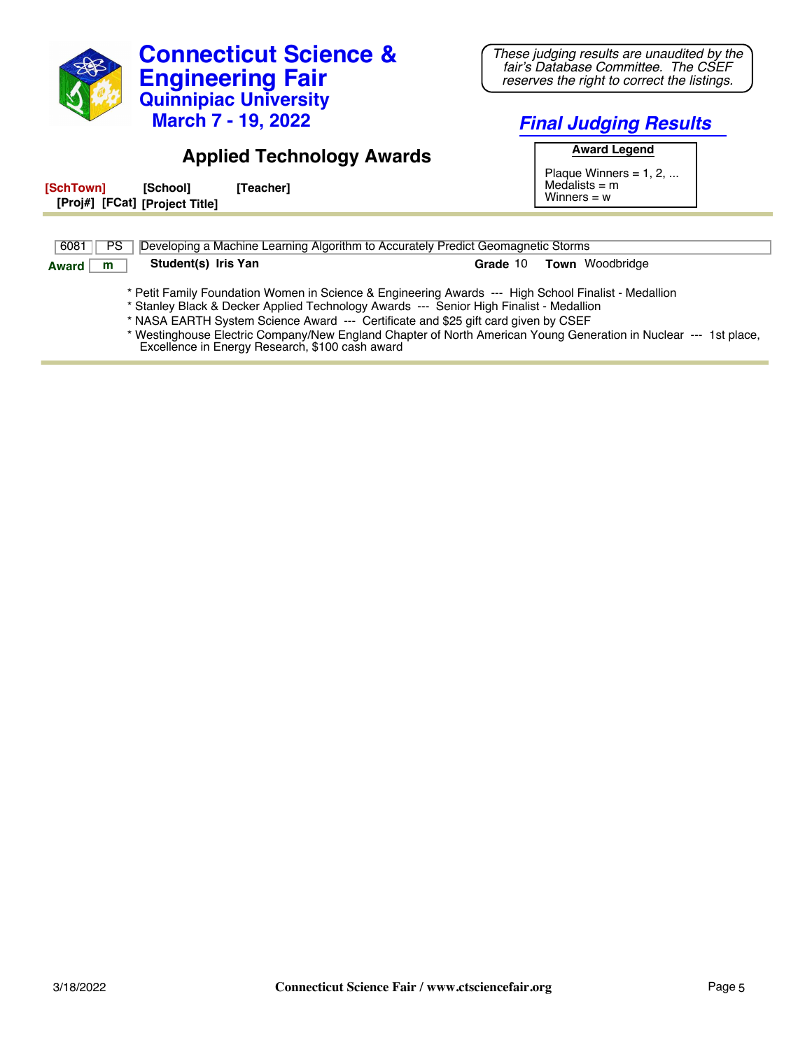# Connecticut Science & Engineering Fair
## Quinnipiac University
## March 7 - 19, 2022

*These judging results are unaudited by the fair's Database Committee. The CSEF reserves the right to correct the listings.*

## *Final Judging Results*

## Applied Technology Awards

**Award Legend**

Plaque Winners = 1, 2, ...
Medalists = m
Winners = w

**[SchTown]** **[School]** **[Teacher]**
**[Proj#]** **[FCat]** **[Project Title]**

---

| 6081 | PS | Developing a Machine Learning Algorithm to Accurately Predict Geomagnetic Storms |
|---|---|---|

**Award** m **Student(s)** Iris Yan **Grade** 10 **Town** Woodbridge

* Petit Family Foundation Women in Science & Engineering Awards --- High School Finalist - Medallion
* Stanley Black & Decker Applied Technology Awards --- Senior High Finalist - Medallion
* NASA EARTH System Science Award --- Certificate and $25 gift card given by CSEF
* Westinghouse Electric Company/New England Chapter of North American Young Generation in Nuclear --- 1st place, Excellence in Energy Research, $100 cash award